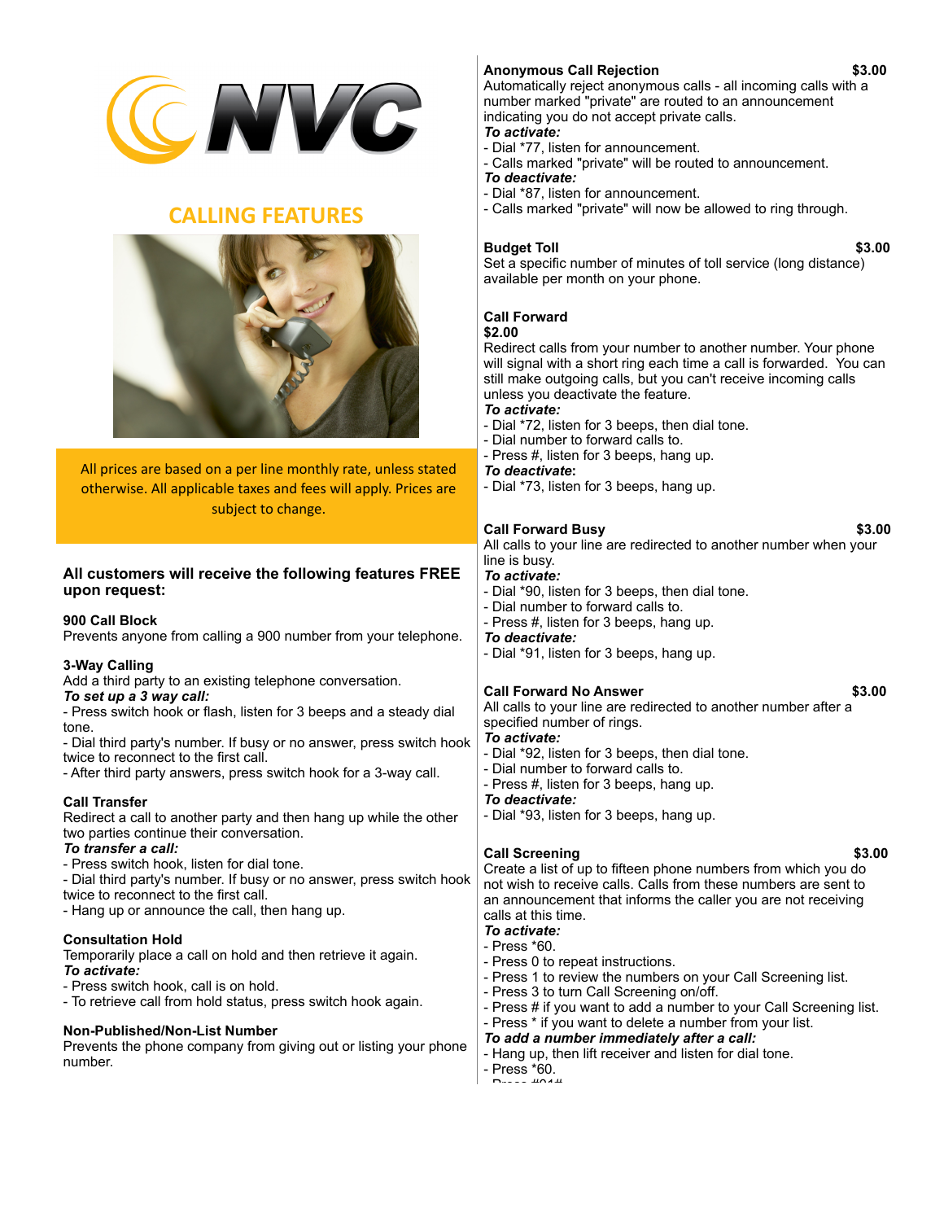# NVC

## CALLING FEATURES

All prices are based on a per line monthly rate, unless stated otherwise. All applicable taxes and fees will apply. Prices are subject to change.

### All customers will receive the following features FREE upon request:

**900 Call Block**
Prevents anyone from calling a 900 number from your telephone.

**3-Way Calling**
Add a third party to an existing telephone conversation.
***To set up a 3 way call:***
- Press switch hook or flash, listen for 3 beeps and a steady dial tone.
- Dial third party's number. If busy or no answer, press switch hook twice to reconnect to the first call.
- After third party answers, press switch hook for a 3-way call.

**Call Transfer**
Redirect a call to another party and then hang up while the other two parties continue their conversation.
***To transfer a call:***
- Press switch hook, listen for dial tone.
- Dial third party's number. If busy or no answer, press switch hook twice to reconnect to the first call.
- Hang up or announce the call, then hang up.

**Consultation Hold**
Temporarily place a call on hold and then retrieve it again.
***To activate:***
- Press switch hook, call is on hold.
- To retrieve call from hold status, press switch hook again.

**Non-Published/Non-List Number**
Prevents the phone company from giving out or listing your phone number.

**Anonymous Call Rejection** — **$3.00**
Automatically reject anonymous calls - all incoming calls with a number marked "private" are routed to an announcement indicating you do not accept private calls.
***To activate:***
- Dial *77, listen for announcement.
- Calls marked "private" will be routed to announcement.

***To deactivate:***
- Dial *87, listen for announcement.
- Calls marked "private" will now be allowed to ring through.

**Budget Toll** — **$3.00**
Set a specific number of minutes of toll service (long distance) available per month on your phone.

**Call Forward**
**$2.00**
Redirect calls from your number to another number. Your phone will signal with a short ring each time a call is forwarded. You can still make outgoing calls, but you can't receive incoming calls unless you deactivate the feature.
***To activate:***
- Dial *72, listen for 3 beeps, then dial tone.
- Dial number to forward calls to.
- Press #, listen for 3 beeps, hang up.

***To deactivate:***
- Dial *73, listen for 3 beeps, hang up.

**Call Forward Busy** — **$3.00**
All calls to your line are redirected to another number when your line is busy.
***To activate:***
- Dial *90, listen for 3 beeps, then dial tone.
- Dial number to forward calls to.
- Press #, listen for 3 beeps, hang up.

***To deactivate:***
- Dial *91, listen for 3 beeps, hang up.

**Call Forward No Answer** — **$3.00**
All calls to your line are redirected to another number after a specified number of rings.
***To activate:***
- Dial *92, listen for 3 beeps, then dial tone.
- Dial number to forward calls to.
- Press #, listen for 3 beeps, hang up.

***To deactivate:***
- Dial *93, listen for 3 beeps, hang up.

**Call Screening** — **$3.00**
Create a list of up to fifteen phone numbers from which you do not wish to receive calls. Calls from these numbers are sent to an announcement that informs the caller you are not receiving calls at this time.
***To activate:***
- Press *60.
- Press 0 to repeat instructions.
- Press 1 to review the numbers on your Call Screening list.
- Press 3 to turn Call Screening on/off.
- Press # if you want to add a number to your Call Screening list.
- Press * if you want to delete a number from your list.

***To add a number immediately after a call:***
- Hang up, then lift receiver and listen for dial tone.
- Press *60.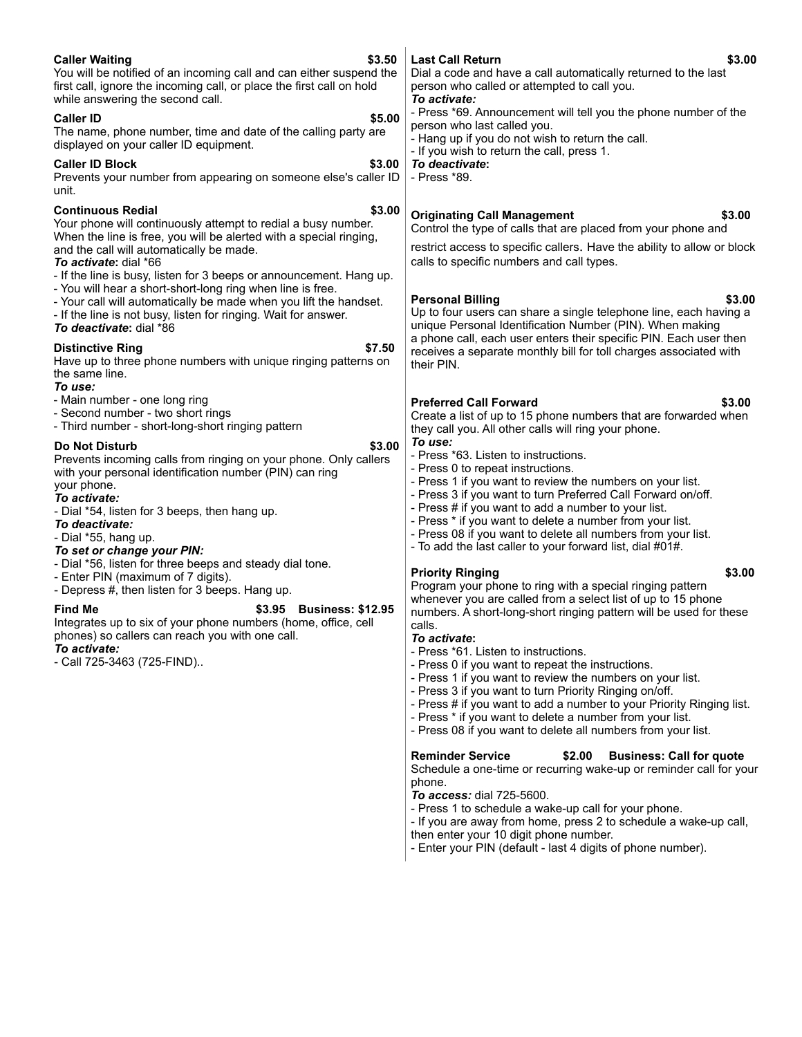### Caller Waiting — $3.50

You will be notified of an incoming call and can either suspend the first call, ignore the incoming call, or place the first call on hold while answering the second call.

### Caller ID — $5.00

The name, phone number, time and date of the calling party are displayed on your caller ID equipment.

### Caller ID Block — $3.00

Prevents your number from appearing on someone else's caller ID unit.

### Continuous Redial — $3.00

Your phone will continuously attempt to redial a busy number. When the line is free, you will be alerted with a special ringing, and the call will automatically be made.

***To activate*:** dial *66

- If the line is busy, listen for 3 beeps or announcement. Hang up.
- You will hear a short-short-long ring when line is free.
- Your call will automatically be made when you lift the handset.
- If the line is not busy, listen for ringing. Wait for answer.

***To deactivate*:** dial *86

### Distinctive Ring — $7.50

Have up to three phone numbers with unique ringing patterns on the same line.

***To use:***

- Main number - one long ring
- Second number - two short rings
- Third number - short-long-short ringing pattern

### Do Not Disturb — $3.00

Prevents incoming calls from ringing on your phone. Only callers with your personal identification number (PIN) can ring your phone.

***To activate:***

- Dial *54, listen for 3 beeps, then hang up.

***To deactivate:***

- Dial *55, hang up.

***To set or change your PIN:***

- Dial *56, listen for three beeps and steady dial tone.
- Enter PIN (maximum of 7 digits).
- Depress #, then listen for 3 beeps. Hang up.

### Find Me — $3.95 Business: $12.95

Integrates up to six of your phone numbers (home, office, cell phones) so callers can reach you with one call.

***To activate:***

- Call 725-3463 (725-FIND)..

### Last Call Return — $3.00

Dial a code and have a call automatically returned to the last person who called or attempted to call you.

***To activate:***

- Press *69. Announcement will tell you the phone number of the person who last called you.
- Hang up if you do not wish to return the call.
- If you wish to return the call, press 1.

***To deactivate*:**

- Press *89.

### Originating Call Management — $3.00

Control the type of calls that are placed from your phone and restrict access to specific callers. Have the ability to allow or block calls to specific numbers and call types.

### Personal Billing — $3.00

Up to four users can share a single telephone line, each having a unique Personal Identification Number (PIN). When making a phone call, each user enters their specific PIN. Each user then receives a separate monthly bill for toll charges associated with their PIN.

### Preferred Call Forward — $3.00

Create a list of up to 15 phone numbers that are forwarded when they call you. All other calls will ring your phone.

***To use:***

- Press *63. Listen to instructions.
- Press 0 to repeat instructions.
- Press 1 if you want to review the numbers on your list.
- Press 3 if you want to turn Preferred Call Forward on/off.
- Press # if you want to add a number to your list.
- Press * if you want to delete a number from your list.
- Press 08 if you want to delete all numbers from your list.
- To add the last caller to your forward list, dial #01#.

### Priority Ringing — $3.00

Program your phone to ring with a special ringing pattern whenever you are called from a select list of up to 15 phone numbers. A short-long-short ringing pattern will be used for these calls.

***To activate*:**

- Press *61. Listen to instructions.
- Press 0 if you want to repeat the instructions.
- Press 1 if you want to review the numbers on your list.
- Press 3 if you want to turn Priority Ringing on/off.
- Press # if you want to add a number to your Priority Ringing list.
- Press * if you want to delete a number from your list.
- Press 08 if you want to delete all numbers from your list.

### Reminder Service — $2.00 Business: Call for quote

Schedule a one-time or recurring wake-up or reminder call for your phone.

***To access:*** dial 725-5600.

- Press 1 to schedule a wake-up call for your phone.
- If you are away from home, press 2 to schedule a wake-up call, then enter your 10 digit phone number.
- Enter your PIN (default - last 4 digits of phone number).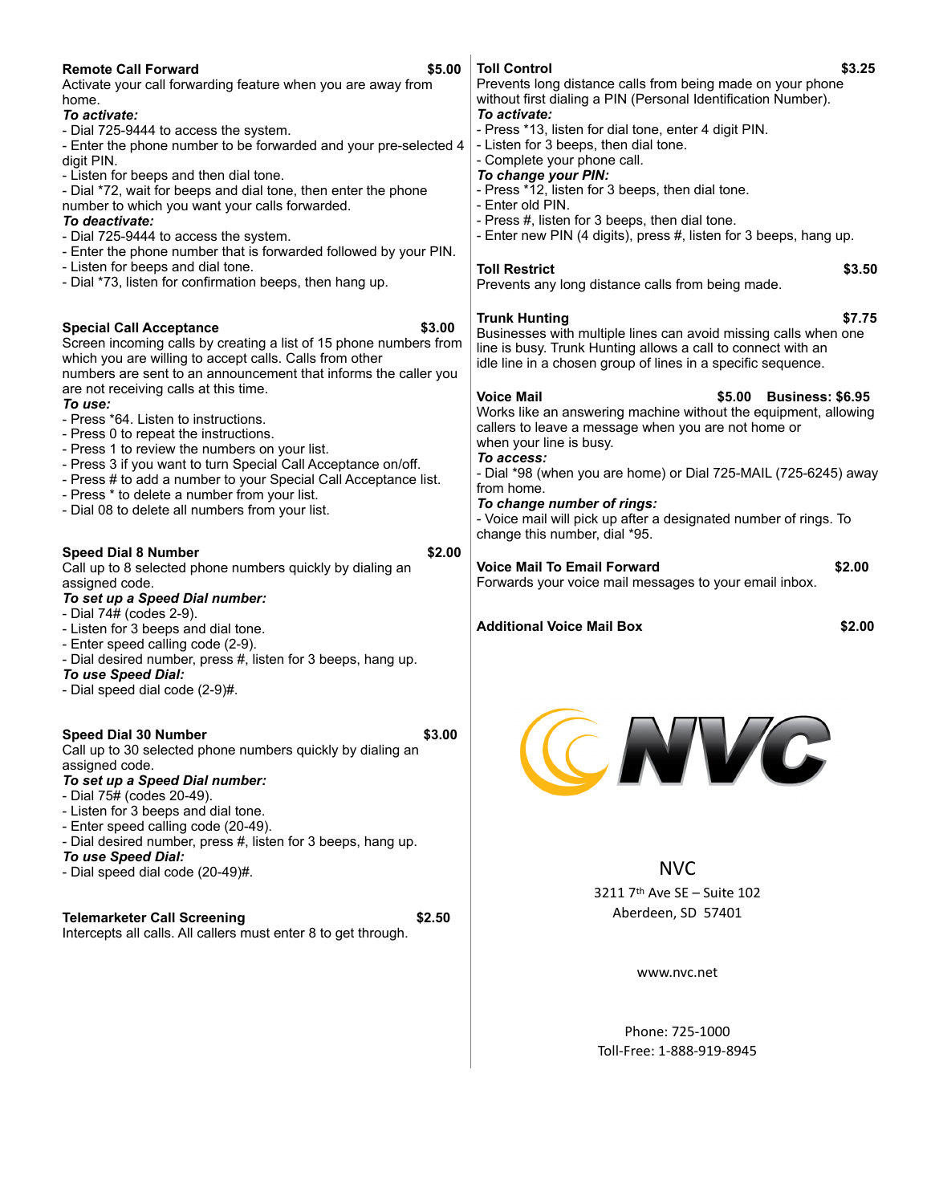**Remote Call Forward** **$5.00**
Activate your call forwarding feature when you are away from home.
***To activate:***
- Dial 725-9444 to access the system.
- Enter the phone number to be forwarded and your pre-selected 4 digit PIN.
- Listen for beeps and then dial tone.
- Dial *72, wait for beeps and dial tone, then enter the phone number to which you want your calls forwarded.

***To deactivate:***
- Dial 725-9444 to access the system.
- Enter the phone number that is forwarded followed by your PIN.
- Listen for beeps and dial tone.
- Dial *73, listen for confirmation beeps, then hang up.

**Special Call Acceptance** **$3.00**
Screen incoming calls by creating a list of 15 phone numbers from which you are willing to accept calls. Calls from other numbers are sent to an announcement that informs the caller you are not receiving calls at this time.
***To use:***
- Press *64. Listen to instructions.
- Press 0 to repeat the instructions.
- Press 1 to review the numbers on your list.
- Press 3 if you want to turn Special Call Acceptance on/off.
- Press # to add a number to your Special Call Acceptance list.
- Press * to delete a number from your list.
- Dial 08 to delete all numbers from your list.

**Speed Dial 8 Number** **$2.00**
Call up to 8 selected phone numbers quickly by dialing an assigned code.
***To set up a Speed Dial number:***
- Dial 74# (codes 2-9).
- Listen for 3 beeps and dial tone.
- Enter speed calling code (2-9).
- Dial desired number, press #, listen for 3 beeps, hang up.

***To use Speed Dial:***
- Dial speed dial code (2-9)#.

**Speed Dial 30 Number** **$3.00**
Call up to 30 selected phone numbers quickly by dialing an assigned code.
***To set up a Speed Dial number:***
- Dial 75# (codes 20-49).
- Listen for 3 beeps and dial tone.
- Enter speed calling code (20-49).
- Dial desired number, press #, listen for 3 beeps, hang up.

***To use Speed Dial:***
- Dial speed dial code (20-49)#.

**Telemarketer Call Screening** **$2.50**
Intercepts all calls. All callers must enter 8 to get through.

**Toll Control** **$3.25**
Prevents long distance calls from being made on your phone without first dialing a PIN (Personal Identification Number).
***To activate:***
- Press *13, listen for dial tone, enter 4 digit PIN.
- Listen for 3 beeps, then dial tone.
- Complete your phone call.

***To change your PIN:***
- Press *12, listen for 3 beeps, then dial tone.
- Enter old PIN.
- Press #, listen for 3 beeps, then dial tone.
- Enter new PIN (4 digits), press #, listen for 3 beeps, hang up.

**Toll Restrict** **$3.50**
Prevents any long distance calls from being made.

**Trunk Hunting** **$7.75**
Businesses with multiple lines can avoid missing calls when one line is busy. Trunk Hunting allows a call to connect with an idle line in a chosen group of lines in a specific sequence.

**Voice Mail** **$5.00 Business: $6.95**
Works like an answering machine without the equipment, allowing callers to leave a message when you are not home or when your line is busy.
***To access:***
- Dial *98 (when you are home) or Dial 725-MAIL (725-6245) away from home.

***To change number of rings:***
- Voice mail will pick up after a designated number of rings. To change this number, dial *95.

**Voice Mail To Email Forward** **$2.00**
Forwards your voice mail messages to your email inbox.

**Additional Voice Mail Box** **$2.00**

NVC

NVC
3211 7th Ave SE – Suite 102
Aberdeen, SD 57401

www.nvc.net

Phone: 725-1000
Toll-Free: 1-888-919-8945